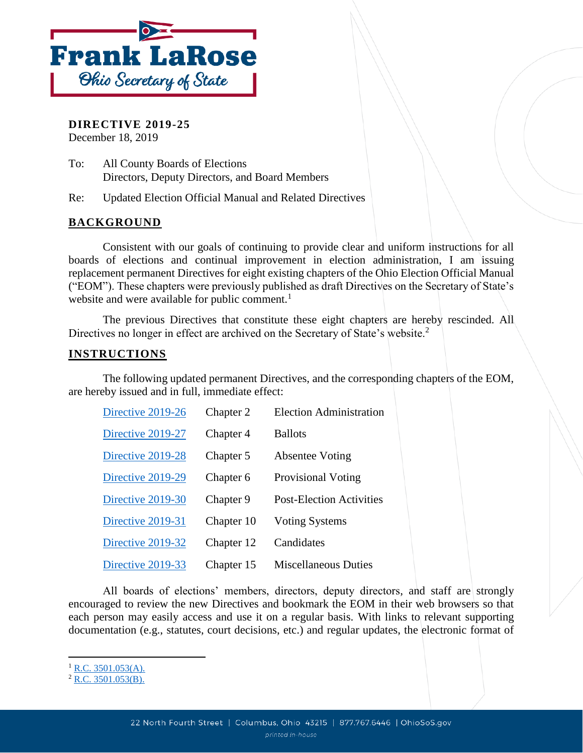Frank LaRose
Ohio Secretary of State

**DIRECTIVE 2019-25**
December 18, 2019

To: All County Boards of Elections
Directors, Deputy Directors, and Board Members

Re: Updated Election Official Manual and Related Directives

## BACKGROUND

Consistent with our goals of continuing to provide clear and uniform instructions for all boards of elections and continual improvement in election administration, I am issuing replacement permanent Directives for eight existing chapters of the Ohio Election Official Manual ("EOM"). These chapters were previously published as draft Directives on the Secretary of State's website and were available for public comment.[1]

The previous Directives that constitute these eight chapters are hereby rescinded. All Directives no longer in effect are archived on the Secretary of State's website.[2]

## INSTRUCTIONS

The following updated permanent Directives, and the corresponding chapters of the EOM, are hereby issued and in full, immediate effect:

| | | |
|---|---|---|
| Directive 2019-26 | Chapter 2 | Election Administration |
| Directive 2019-27 | Chapter 4 | Ballots |
| Directive 2019-28 | Chapter 5 | Absentee Voting |
| Directive 2019-29 | Chapter 6 | Provisional Voting |
| Directive 2019-30 | Chapter 9 | Post-Election Activities |
| Directive 2019-31 | Chapter 10 | Voting Systems |
| Directive 2019-32 | Chapter 12 | Candidates |
| Directive 2019-33 | Chapter 15 | Miscellaneous Duties |

All boards of elections' members, directors, deputy directors, and staff are strongly encouraged to review the new Directives and bookmark the EOM in their web browsers so that each person may easily access and use it on a regular basis. With links to relevant supporting documentation (e.g., statutes, court decisions, etc.) and regular updates, the electronic format of

---

[1] R.C. 3501.053(A).
[2] R.C. 3501.053(B).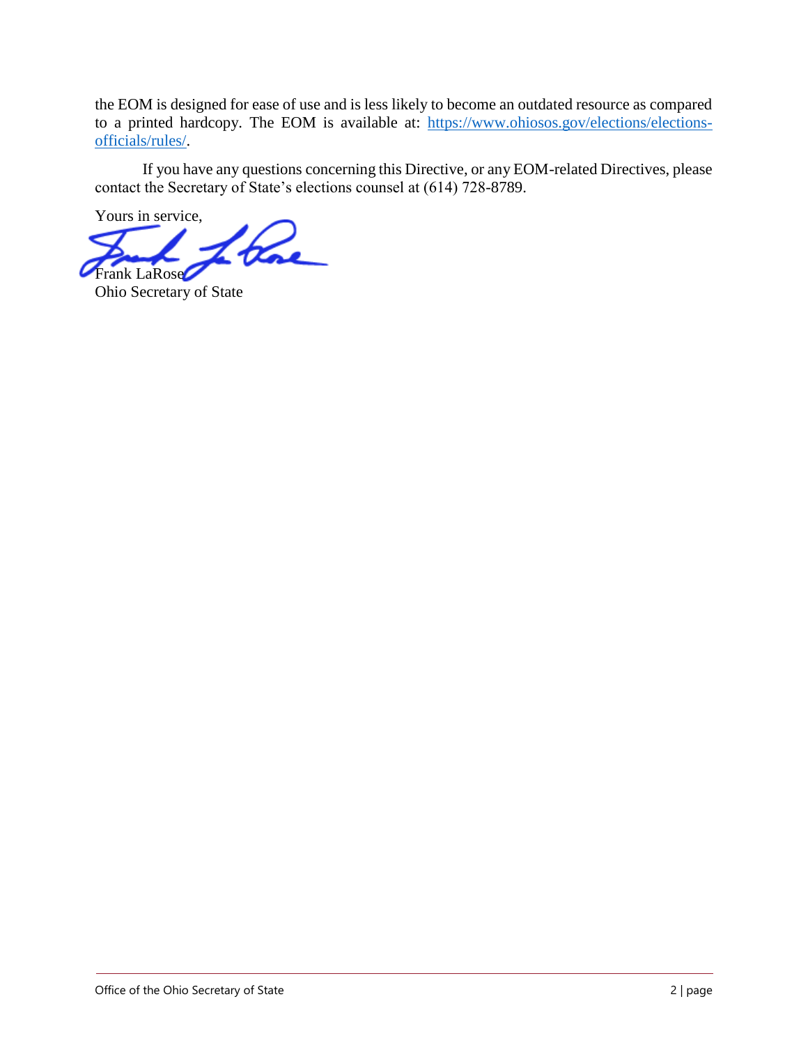the EOM is designed for ease of use and is less likely to become an outdated resource as compared to a printed hardcopy. The EOM is available at: [https://www.ohiosos.gov/elections/elections-officials/rules/](https://www.ohiosos.gov/elections/elections-officials/rules/).

If you have any questions concerning this Directive, or any EOM-related Directives, please contact the Secretary of State's elections counsel at (614) 728-8789.

Yours in service,

Frank LaRose
Ohio Secretary of State